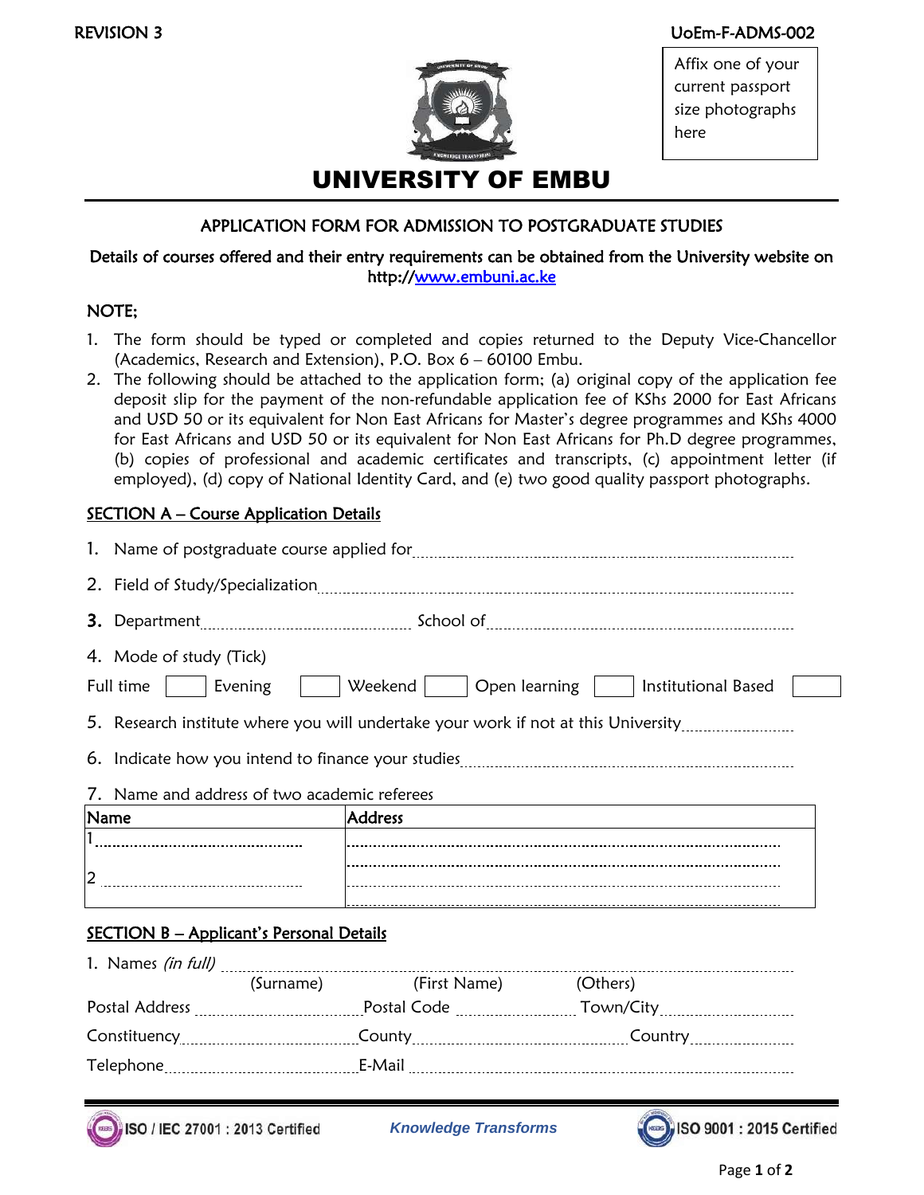REVISION 3 UoEm-F-ADMS-002

Affix one of your current passport size photographs here

# UNIVERSITY OF EMBU

## APPLICATION FORM FOR ADMISSION TO POSTGRADUATE STUDIES

**Details of courses offered and their entry requirements can be obtained from the University website on http://www.embuni.ac.ke**

**NOTE;**

1. The form should be typed or completed and copies returned to the Deputy Vice-Chancellor (Academics, Research and Extension), P.O. Box 6 – 60100 Embu.
2. The following should be attached to the application form; (a) original copy of the application fee deposit slip for the payment of the non-refundable application fee of KShs 2000 for East Africans and USD 50 or its equivalent for Non East Africans for Master's degree programmes and KShs 4000 for East Africans and USD 50 or its equivalent for Non East Africans for Ph.D degree programmes, (b) copies of professional and academic certificates and transcripts, (c) appointment letter (if employed), (d) copy of National Identity Card, and (e) two good quality passport photographs.

**SECTION A – Course Application Details**

1. Name of postgraduate course applied for ..........................................................................
2. Field of Study/Specialization ..........................................................................
3. Department .................................... School of ..........................................................
4. Mode of study (Tick)

Full time ☐ Evening ☐ Weekend ☐ Open learning ☐ Institutional Based ☐

5. Research institute where you will undertake your work if not at this University ....................
6. Indicate how you intend to finance your studies ..........................................................
7. Name and address of two academic referees

| Name | Address |
|---|---|
| 1 ............................................ | ........................................................................ |
| 2 ............................................ | ........................................................................ |

**SECTION B – Applicant's Personal Details**

1. Names *(in full)* ..........................................................................
(Surname) (First Name) (Others)

Postal Address .............................. Postal Code .................... Town/City ....................

Constituency .............................. County .............................. Country ....................

Telephone .............................. E-Mail ..........................................................

ISO / IEC 27001 : 2013 Certified *Knowledge Transforms* ISO 9001 : 2015 Certified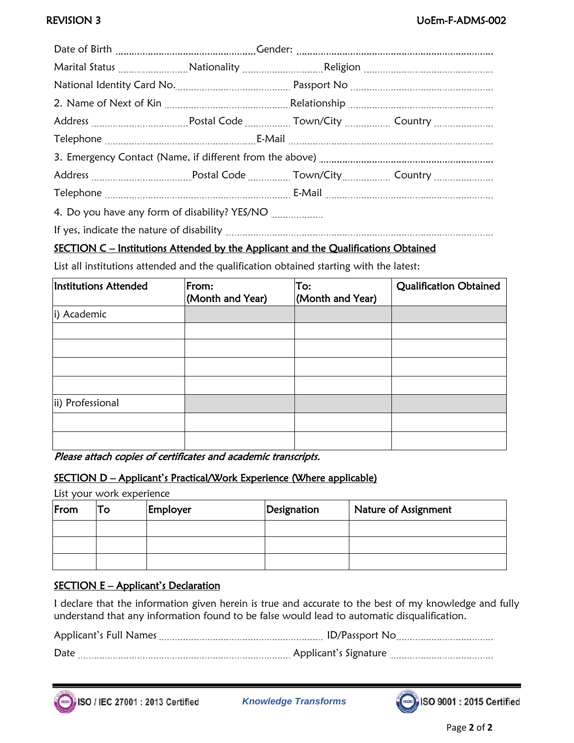Date of Birth .................................................. Gender: ........................................................................

Marital Status ........................ Nationality ........................ Religion ..................................................

National Identity Card No. ................................ Passport No ..................................................

2. Name of Next of Kin ........................................ Relationship ..................................................

Address .............................. Postal Code ............... Town/City ............... Country ....................

Telephone ............................................................ E-Mail ..........................................................

3. Emergency Contact (Name, if different from the above) ..................................................

Address .............................. Postal Code ............... Town/City ............... Country ....................

Telephone ............................................................ E-Mail ..........................................................

4. Do you have any form of disability? YES/NO ...............

If yes, indicate the nature of disability ..........................................................................................

## SECTION C – Institutions Attended by the Applicant and the Qualifications Obtained

List all institutions attended and the qualification obtained starting with the latest:

| Institutions Attended | From: (Month and Year) | To: (Month and Year) | Qualification Obtained |
|---|---|---|---|
| i) Academic | | | |
| | | | |
| | | | |
| | | | |
| | | | |
| ii) Professional | | | |
| | | | |
| | | | |

*Please attach copies of certificates and academic transcripts.*

## SECTION D – Applicant's Practical/Work Experience (Where applicable)

List your work experience

| From | To | Employer | Designation | Nature of Assignment |
|---|---|---|---|---|
| | | | | |
| | | | | |
| | | | | |

## SECTION E – Applicant's Declaration

I declare that the information given herein is true and accurate to the best of my knowledge and fully understand that any information found to be false would lead to automatic disqualification.

Applicant's Full Names ................................................ ID/Passport No ..............................

Date ................................................................ Applicant's Signature ..............................